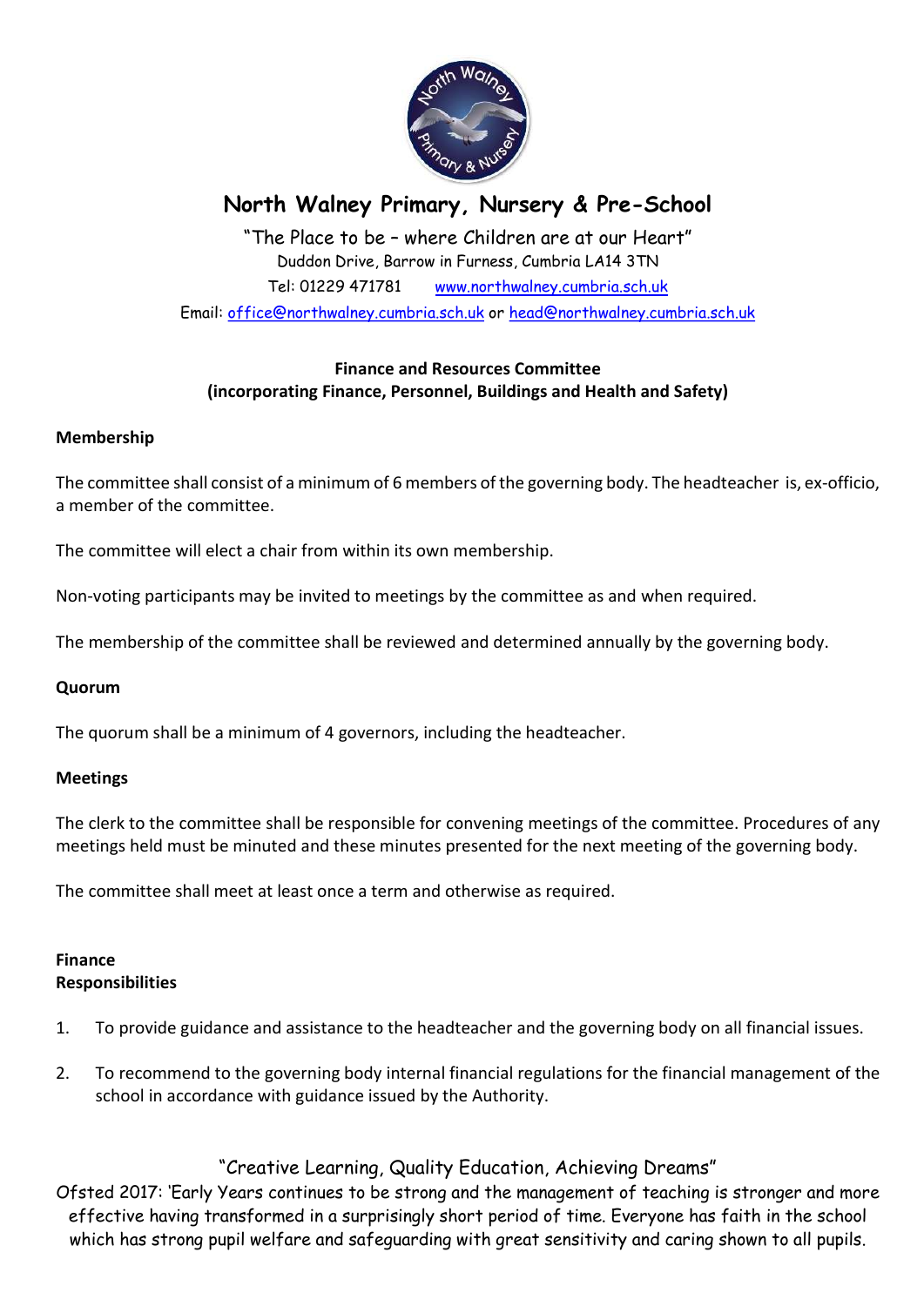# North Walney Primary, Nursery & Pre-School

"The Place to be – where Children are at our Heart"
Duddon Drive, Barrow in Furness, Cumbria LA14 3TN
Tel: 01229 471781 www.northwalney.cumbria.sch.uk
Email: office@northwalney.cumbria.sch.uk or head@northwalney.cumbria.sch.uk

## Finance and Resources Committee
## (incorporating Finance, Personnel, Buildings and Health and Safety)

### Membership

The committee shall consist of a minimum of 6 members of the governing body. The headteacher is, ex-officio, a member of the committee.

The committee will elect a chair from within its own membership.

Non-voting participants may be invited to meetings by the committee as and when required.

The membership of the committee shall be reviewed and determined annually by the governing body.

### Quorum

The quorum shall be a minimum of 4 governors, including the headteacher.

### Meetings

The clerk to the committee shall be responsible for convening meetings of the committee. Procedures of any meetings held must be minuted and these minutes presented for the next meeting of the governing body.

The committee shall meet at least once a term and otherwise as required.

### Finance
### Responsibilities

1. To provide guidance and assistance to the headteacher and the governing body on all financial issues.
2. To recommend to the governing body internal financial regulations for the financial management of the school in accordance with guidance issued by the Authority.

"Creative Learning, Quality Education, Achieving Dreams"
Ofsted 2017: 'Early Years continues to be strong and the management of teaching is stronger and more effective having transformed in a surprisingly short period of time. Everyone has faith in the school which has strong pupil welfare and safeguarding with great sensitivity and caring shown to all pupils.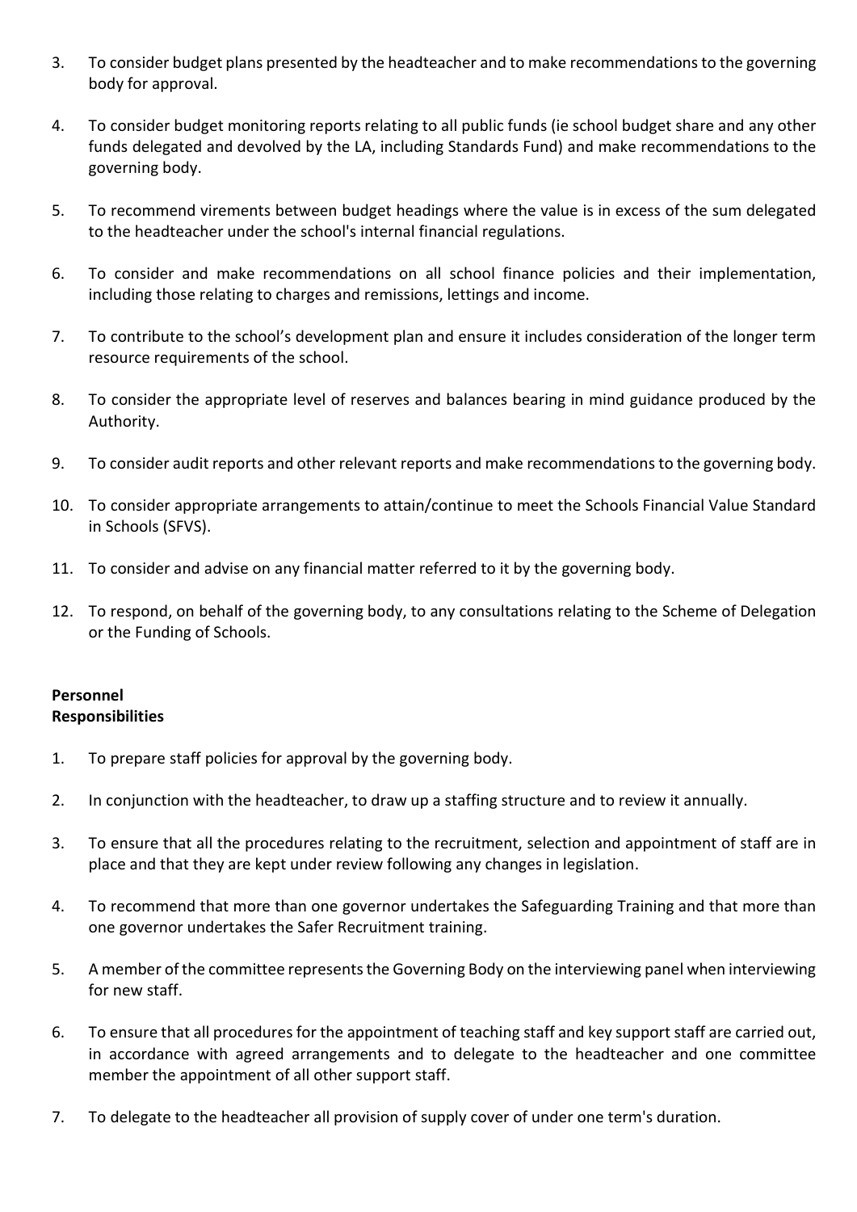3. To consider budget plans presented by the headteacher and to make recommendations to the governing body for approval.

4. To consider budget monitoring reports relating to all public funds (ie school budget share and any other funds delegated and devolved by the LA, including Standards Fund) and make recommendations to the governing body.

5. To recommend virements between budget headings where the value is in excess of the sum delegated to the headteacher under the school's internal financial regulations.

6. To consider and make recommendations on all school finance policies and their implementation, including those relating to charges and remissions, lettings and income.

7. To contribute to the school's development plan and ensure it includes consideration of the longer term resource requirements of the school.

8. To consider the appropriate level of reserves and balances bearing in mind guidance produced by the Authority.

9. To consider audit reports and other relevant reports and make recommendations to the governing body.

10. To consider appropriate arrangements to attain/continue to meet the Schools Financial Value Standard in Schools (SFVS).

11. To consider and advise on any financial matter referred to it by the governing body.

12. To respond, on behalf of the governing body, to any consultations relating to the Scheme of Delegation or the Funding of Schools.

**Personnel**
**Responsibilities**

1. To prepare staff policies for approval by the governing body.

2. In conjunction with the headteacher, to draw up a staffing structure and to review it annually.

3. To ensure that all the procedures relating to the recruitment, selection and appointment of staff are in place and that they are kept under review following any changes in legislation.

4. To recommend that more than one governor undertakes the Safeguarding Training and that more than one governor undertakes the Safer Recruitment training.

5. A member of the committee represents the Governing Body on the interviewing panel when interviewing for new staff.

6. To ensure that all procedures for the appointment of teaching staff and key support staff are carried out, in accordance with agreed arrangements and to delegate to the headteacher and one committee member the appointment of all other support staff.

7. To delegate to the headteacher all provision of supply cover of under one term's duration.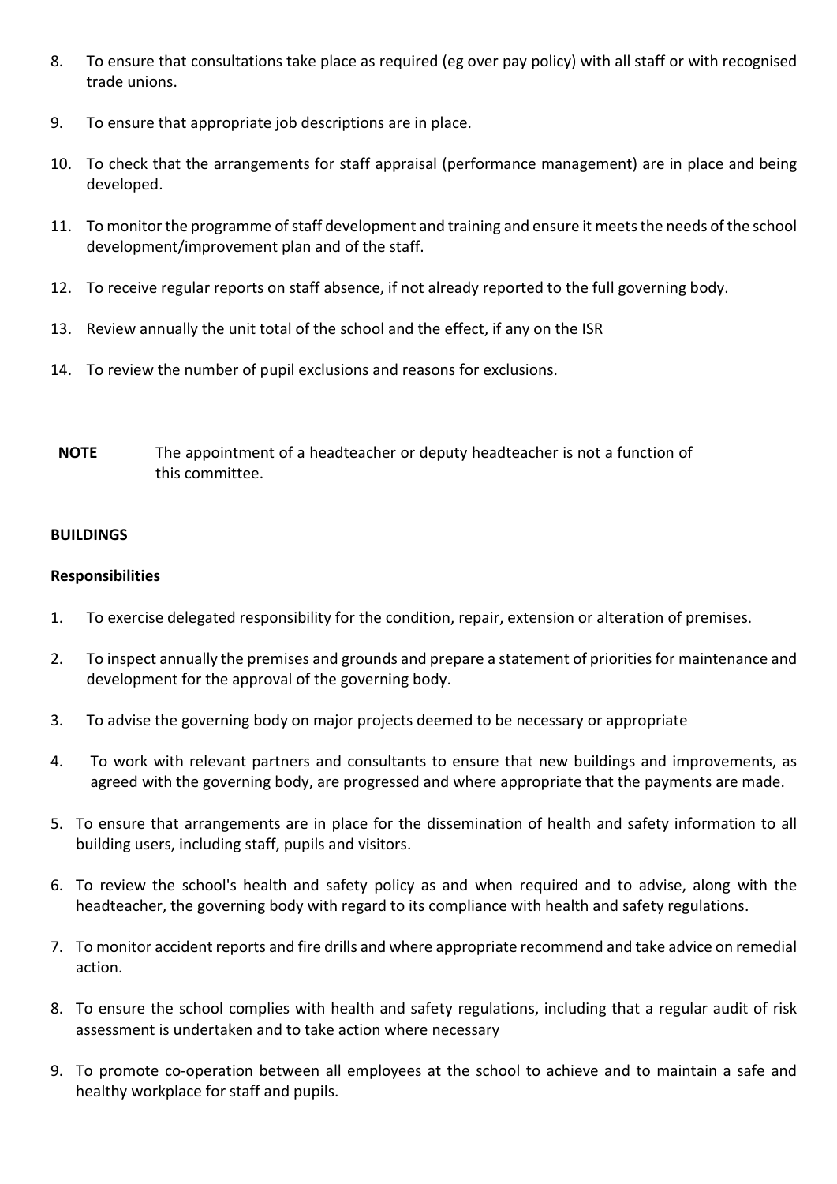8. To ensure that consultations take place as required (eg over pay policy) with all staff or with recognised trade unions.

9. To ensure that appropriate job descriptions are in place.

10. To check that the arrangements for staff appraisal (performance management) are in place and being developed.

11. To monitor the programme of staff development and training and ensure it meets the needs of the school development/improvement plan and of the staff.

12. To receive regular reports on staff absence, if not already reported to the full governing body.

13. Review annually the unit total of the school and the effect, if any on the ISR

14. To review the number of pupil exclusions and reasons for exclusions.

**NOTE** The appointment of a headteacher or deputy headteacher is not a function of this committee.

**BUILDINGS**

**Responsibilities**

1. To exercise delegated responsibility for the condition, repair, extension or alteration of premises.

2. To inspect annually the premises and grounds and prepare a statement of priorities for maintenance and development for the approval of the governing body.

3. To advise the governing body on major projects deemed to be necessary or appropriate

4. To work with relevant partners and consultants to ensure that new buildings and improvements, as agreed with the governing body, are progressed and where appropriate that the payments are made.

5. To ensure that arrangements are in place for the dissemination of health and safety information to all building users, including staff, pupils and visitors.

6. To review the school's health and safety policy as and when required and to advise, along with the headteacher, the governing body with regard to its compliance with health and safety regulations.

7. To monitor accident reports and fire drills and where appropriate recommend and take advice on remedial action.

8. To ensure the school complies with health and safety regulations, including that a regular audit of risk assessment is undertaken and to take action where necessary

9. To promote co-operation between all employees at the school to achieve and to maintain a safe and healthy workplace for staff and pupils.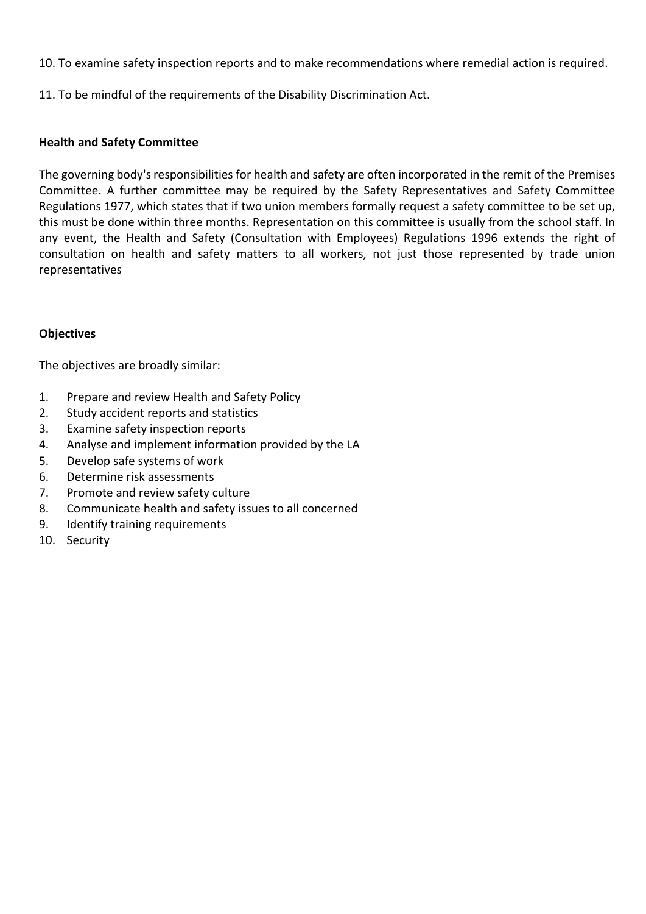10. To examine safety inspection reports and to make recommendations where remedial action is required.

11. To be mindful of the requirements of the Disability Discrimination Act.

**Health and Safety Committee**

The governing body's responsibilities for health and safety are often incorporated in the remit of the Premises Committee. A further committee may be required by the Safety Representatives and Safety Committee Regulations 1977, which states that if two union members formally request a safety committee to be set up, this must be done within three months. Representation on this committee is usually from the school staff. In any event, the Health and Safety (Consultation with Employees) Regulations 1996 extends the right of consultation on health and safety matters to all workers, not just those represented by trade union representatives

**Objectives**

The objectives are broadly similar:

1. Prepare and review Health and Safety Policy
2. Study accident reports and statistics
3. Examine safety inspection reports
4. Analyse and implement information provided by the LA
5. Develop safe systems of work
6. Determine risk assessments
7. Promote and review safety culture
8. Communicate health and safety issues to all concerned
9. Identify training requirements
10. Security